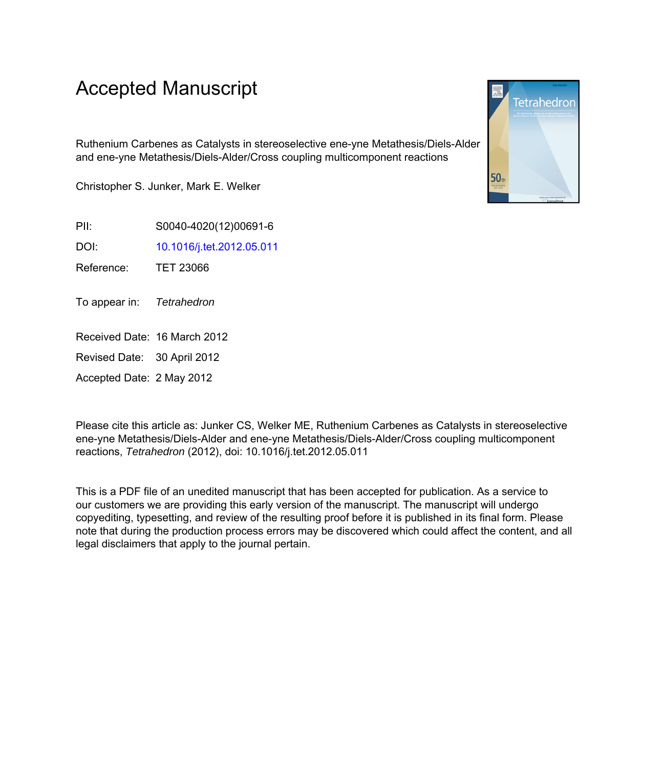# Accepted Manuscript

Ruthenium Carbenes as Catalysts in stereoselective ene-yne Metathesis/Diels-Alder and ene-yne Metathesis/Diels-Alder/Cross coupling multicomponent reactions

Christopher S. Junker, Mark E. Welker

PII: S0040-4020(12)00691-6

DOI: 10.1016/j.tet.2012.05.011

Reference: TET 23066

To appear in: *Tetrahedron*

Received Date: 16 March 2012

Revised Date: 30 April 2012

Accepted Date: 2 May 2012

Please cite this article as: Junker CS, Welker ME, Ruthenium Carbenes as Catalysts in stereoselective ene-yne Metathesis/Diels-Alder and ene-yne Metathesis/Diels-Alder/Cross coupling multicomponent reactions, *Tetrahedron* (2012), doi: 10.1016/j.tet.2012.05.011

This is a PDF file of an unedited manuscript that has been accepted for publication. As a service to our customers we are providing this early version of the manuscript. The manuscript will undergo copyediting, typesetting, and review of the resulting proof before it is published in its final form. Please note that during the production process errors may be discovered which could affect the content, and all legal disclaimers that apply to the journal pertain.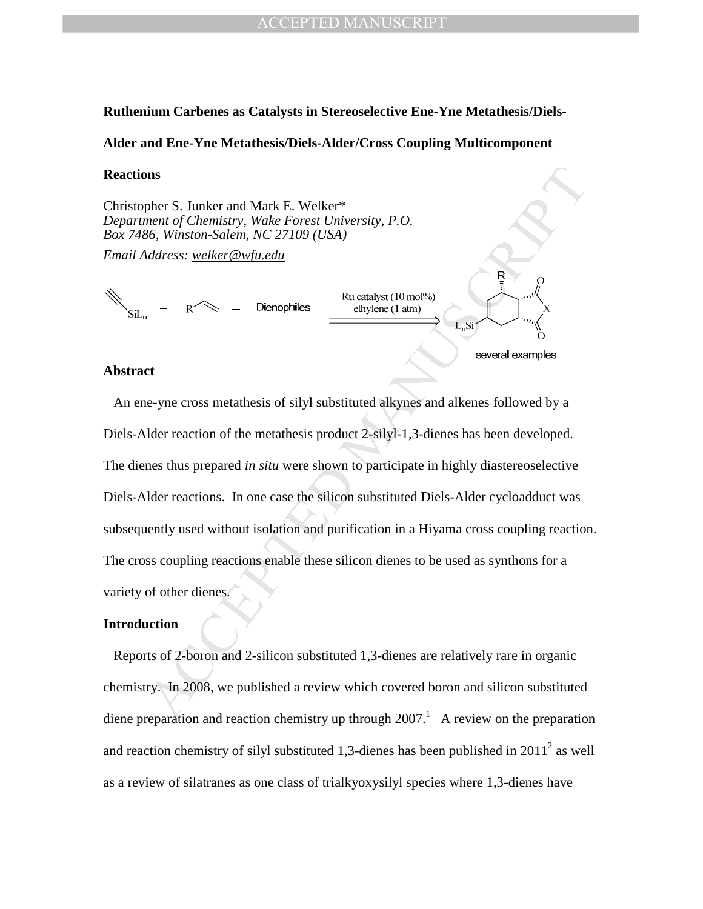**Ruthenium Carbenes as Catalysts in Stereoselective Ene-Yne Metathesis/Diels-Alder and Ene-Yne Metathesis/Diels-Alder/Cross Coupling Multicomponent Reactions**

Christopher S. Junker and Mark E. Welker*
*Department of Chemistry, Wake Forest University, P.O. Box 7486, Winston-Salem, NC 27109 (USA)*

*Email Address: welker@wfu.edu*

## Abstract

An ene-yne cross metathesis of silyl substituted alkynes and alkenes followed by a Diels-Alder reaction of the metathesis product 2-silyl-1,3-dienes has been developed. The dienes thus prepared *in situ* were shown to participate in highly diastereoselective Diels-Alder reactions. In one case the silicon substituted Diels-Alder cycloadduct was subsequently used without isolation and purification in a Hiyama cross coupling reaction. The cross coupling reactions enable these silicon dienes to be used as synthons for a variety of other dienes.

## Introduction

Reports of 2-boron and 2-silicon substituted 1,3-dienes are relatively rare in organic chemistry. In 2008, we published a review which covered boron and silicon substituted diene preparation and reaction chemistry up through 2007.[1] A review on the preparation and reaction chemistry of silyl substituted 1,3-dienes has been published in 2011[2] as well as a review of silatranes as one class of trialkyoxysilyl species where 1,3-dienes have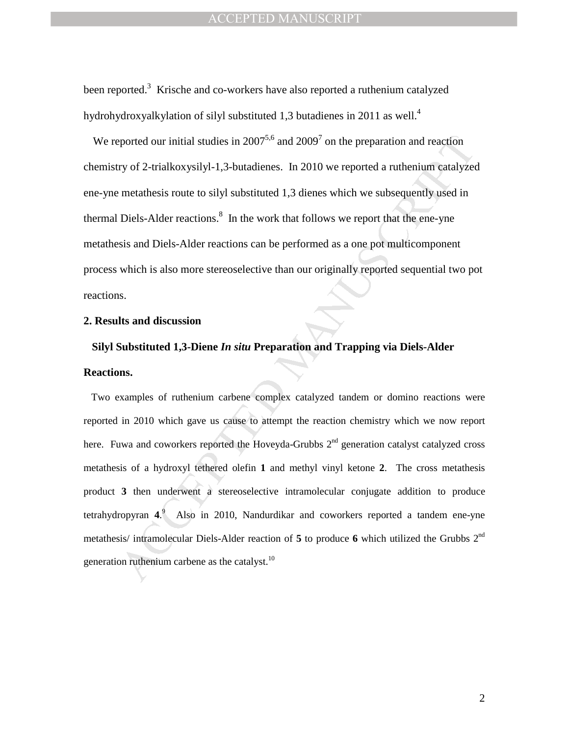been reported.[3] Krische and co-workers have also reported a ruthenium catalyzed hydrohydroxyalkylation of silyl substituted 1,3 butadienes in 2011 as well.[4]

We reported our initial studies in 2007[5,6] and 2009[7] on the preparation and reaction chemistry of 2-trialkoxysilyl-1,3-butadienes. In 2010 we reported a ruthenium catalyzed ene-yne metathesis route to silyl substituted 1,3 dienes which we subsequently used in thermal Diels-Alder reactions.[8] In the work that follows we report that the ene-yne metathesis and Diels-Alder reactions can be performed as a one pot multicomponent process which is also more stereoselective than our originally reported sequential two pot reactions.

## 2. Results and discussion

### Silyl Substituted 1,3-Diene *In situ* Preparation and Trapping via Diels-Alder Reactions.

Two examples of ruthenium carbene complex catalyzed tandem or domino reactions were reported in 2010 which gave us cause to attempt the reaction chemistry which we now report here. Fuwa and coworkers reported the Hoveyda-Grubbs 2nd generation catalyst catalyzed cross metathesis of a hydroxyl tethered olefin **1** and methyl vinyl ketone **2**. The cross metathesis product **3** then underwent a stereoselective intramolecular conjugate addition to produce tetrahydropyran **4**.[9] Also in 2010, Nandurdikar and coworkers reported a tandem ene-yne metathesis/ intramolecular Diels-Alder reaction of **5** to produce **6** which utilized the Grubbs 2nd generation ruthenium carbene as the catalyst.[10]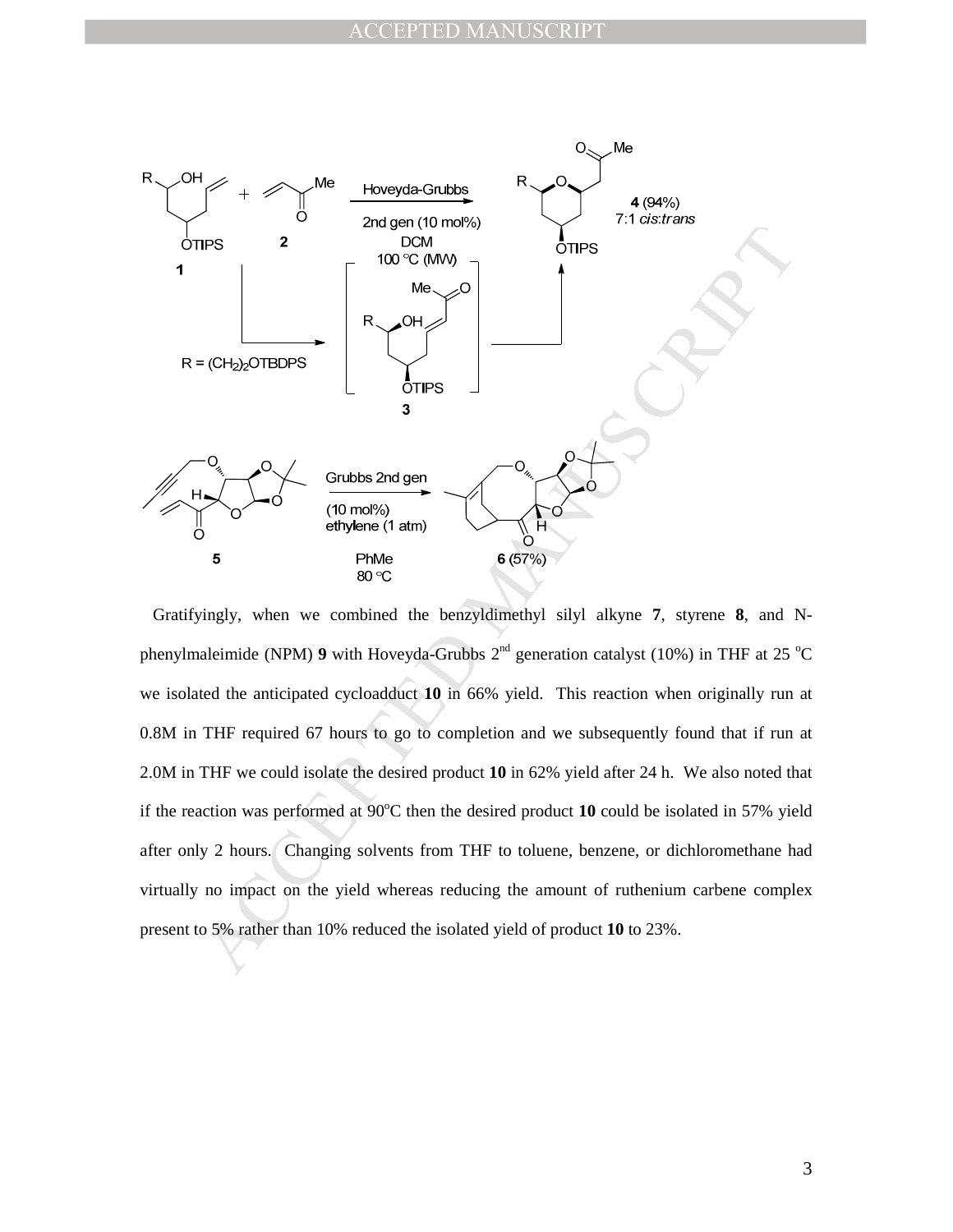Gratifyingly, when we combined the benzyldimethyl silyl alkyne **7**, styrene **8**, and N-phenylmaleimide (NPM) **9** with Hoveyda-Grubbs 2[nd] generation catalyst (10%) in THF at 25 °C we isolated the anticipated cycloadduct **10** in 66% yield. This reaction when originally run at 0.8M in THF required 67 hours to go to completion and we subsequently found that if run at 2.0M in THF we could isolate the desired product **10** in 62% yield after 24 h. We also noted that if the reaction was performed at 90°C then the desired product **10** could be isolated in 57% yield after only 2 hours. Changing solvents from THF to toluene, benzene, or dichloromethane had virtually no impact on the yield whereas reducing the amount of ruthenium carbene complex present to 5% rather than 10% reduced the isolated yield of product **10** to 23%.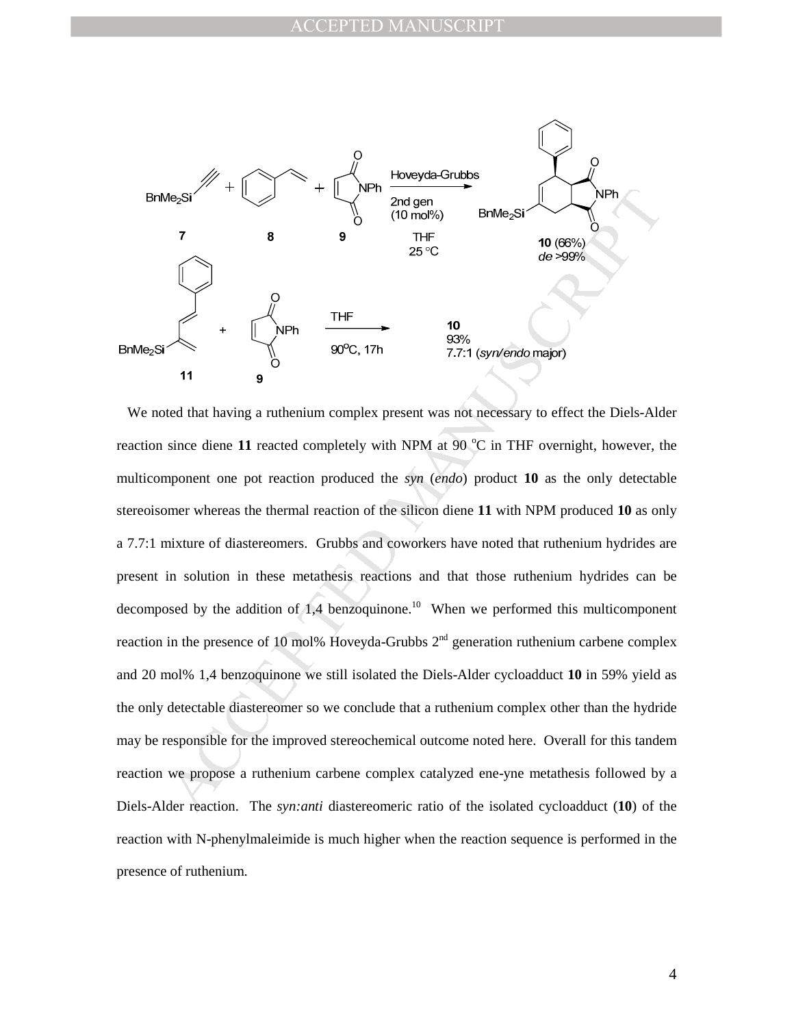We noted that having a ruthenium complex present was not necessary to effect the Diels-Alder reaction since diene **11** reacted completely with NPM at 90 °C in THF overnight, however, the multicomponent one pot reaction produced the *syn* (*endo*) product **10** as the only detectable stereoisomer whereas the thermal reaction of the silicon diene **11** with NPM produced **10** as only a 7.7:1 mixture of diastereomers. Grubbs and coworkers have noted that ruthenium hydrides are present in solution in these metathesis reactions and that those ruthenium hydrides can be decomposed by the addition of 1,4 benzoquinone.[10] When we performed this multicomponent reaction in the presence of 10 mol% Hoveyda-Grubbs 2nd generation ruthenium carbene complex and 20 mol% 1,4 benzoquinone we still isolated the Diels-Alder cycloadduct **10** in 59% yield as the only detectable diastereomer so we conclude that a ruthenium complex other than the hydride may be responsible for the improved stereochemical outcome noted here. Overall for this tandem reaction we propose a ruthenium carbene complex catalyzed ene-yne metathesis followed by a Diels-Alder reaction. The *syn:anti* diastereomeric ratio of the isolated cycloadduct (**10**) of the reaction with N-phenylmaleimide is much higher when the reaction sequence is performed in the presence of ruthenium.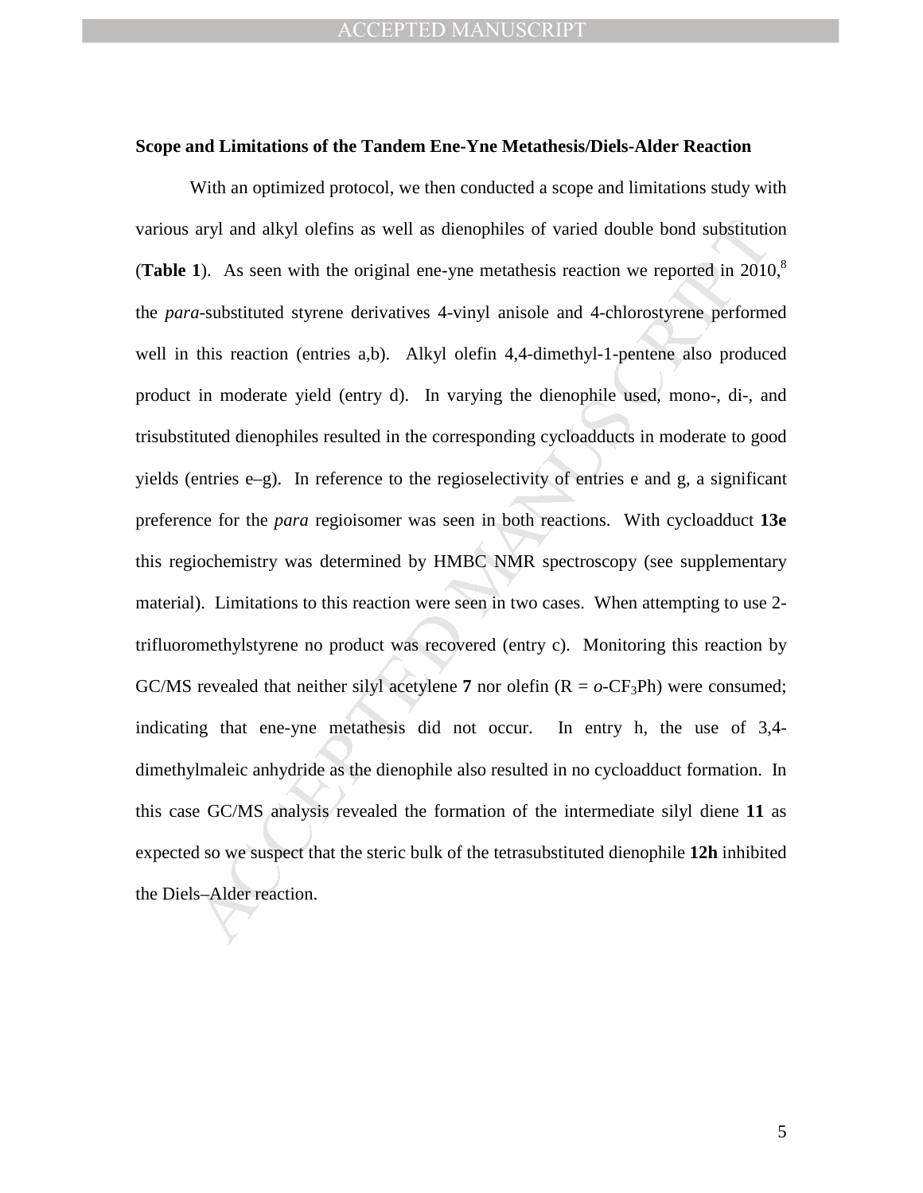**Scope and Limitations of the Tandem Ene-Yne Metathesis/Diels-Alder Reaction**

With an optimized protocol, we then conducted a scope and limitations study with various aryl and alkyl olefins as well as dienophiles of varied double bond substitution (**Table 1**). As seen with the original ene-yne metathesis reaction we reported in 2010,[8] the *para*-substituted styrene derivatives 4-vinyl anisole and 4-chlorostyrene performed well in this reaction (entries a,b). Alkyl olefin 4,4-dimethyl-1-pentene also produced product in moderate yield (entry d). In varying the dienophile used, mono-, di-, and trisubstituted dienophiles resulted in the corresponding cycloadducts in moderate to good yields (entries e–g). In reference to the regioselectivity of entries e and g, a significant preference for the *para* regioisomer was seen in both reactions. With cycloadduct **13e** this regiochemistry was determined by HMBC NMR spectroscopy (see supplementary material). Limitations to this reaction were seen in two cases. When attempting to use 2-trifluoromethylstyrene no product was recovered (entry c). Monitoring this reaction by GC/MS revealed that neither silyl acetylene **7** nor olefin (R = *o*-$CF_3$Ph) were consumed; indicating that ene-yne metathesis did not occur. In entry h, the use of 3,4-dimethylmaleic anhydride as the dienophile also resulted in no cycloadduct formation. In this case GC/MS analysis revealed the formation of the intermediate silyl diene **11** as expected so we suspect that the steric bulk of the tetrasubstituted dienophile **12h** inhibited the Diels–Alder reaction.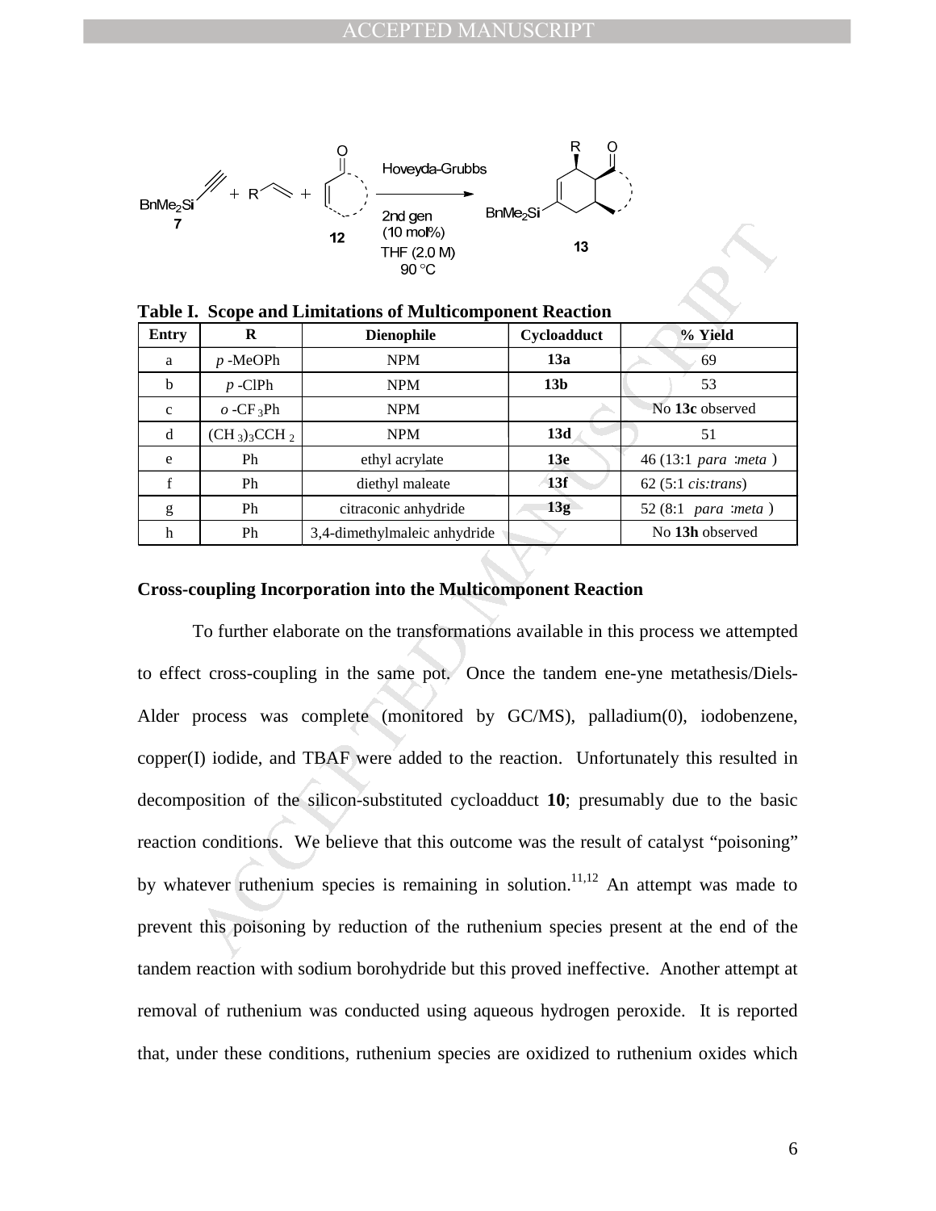**Table I. Scope and Limitations of Multicomponent Reaction**

| Entry | R | Dienophile | Cycloadduct | % Yield |
|---|---|---|---|---|
| a | *p* -MeOPh | NPM | **13a** | 69 |
| b | *p* -ClPh | NPM | **13b** | 53 |
| c | *o* -$CF_3$Ph | NPM | | No **13c** observed |
| d | $(CH_3)_3CCH_2$ | NPM | **13d** | 51 |
| e | Ph | ethyl acrylate | **13e** | 46 (13:1 *para* :*meta* ) |
| f | Ph | diethyl maleate | **13f** | 62 (5:1 *cis:trans*) |
| g | Ph | citraconic anhydride | **13g** | 52 (8:1 *para* :*meta* ) |
| h | Ph | 3,4-dimethylmaleic anhydride | | No **13h** observed |

### Cross-coupling Incorporation into the Multicomponent Reaction

To further elaborate on the transformations available in this process we attempted to effect cross-coupling in the same pot. Once the tandem ene-yne metathesis/Diels-Alder process was complete (monitored by GC/MS), palladium(0), iodobenzene, copper(I) iodide, and TBAF were added to the reaction. Unfortunately this resulted in decomposition of the silicon-substituted cycloadduct **10**; presumably due to the basic reaction conditions. We believe that this outcome was the result of catalyst "poisoning" by whatever ruthenium species is remaining in solution.[11,12] An attempt was made to prevent this poisoning by reduction of the ruthenium species present at the end of the tandem reaction with sodium borohydride but this proved ineffective. Another attempt at removal of ruthenium was conducted using aqueous hydrogen peroxide. It is reported that, under these conditions, ruthenium species are oxidized to ruthenium oxides which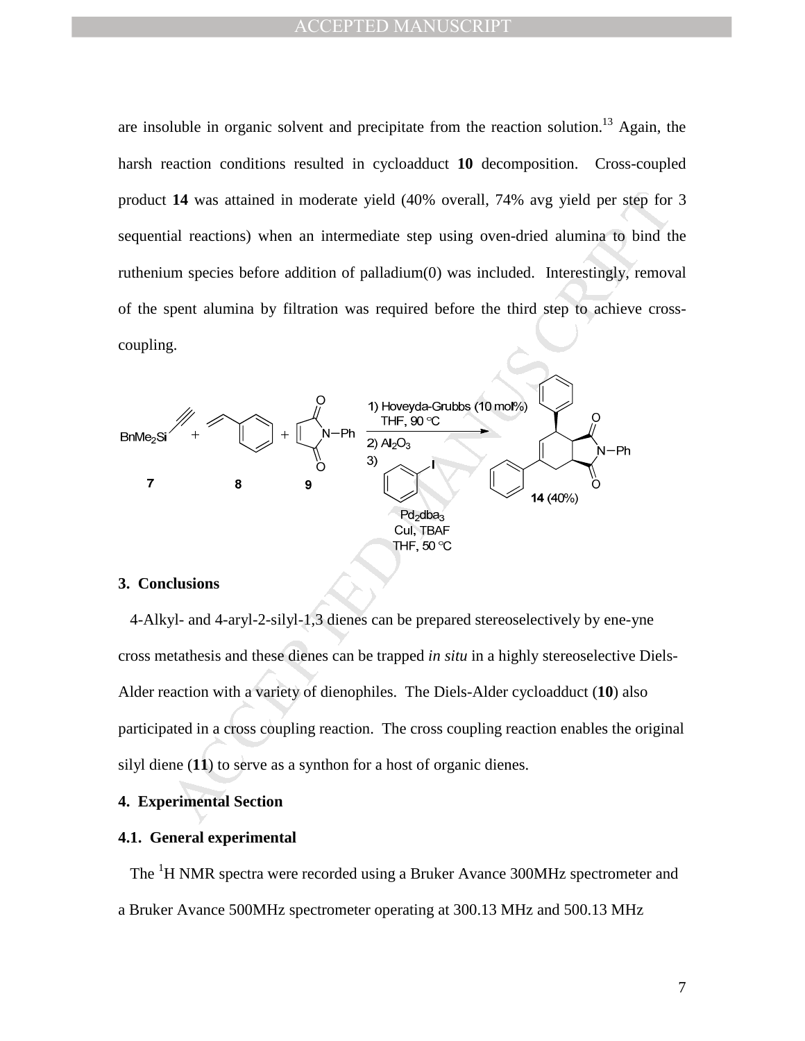are insoluble in organic solvent and precipitate from the reaction solution.[13] Again, the harsh reaction conditions resulted in cycloadduct **10** decomposition. Cross-coupled product **14** was attained in moderate yield (40% overall, 74% avg yield per step for 3 sequential reactions) when an intermediate step using oven-dried alumina to bind the ruthenium species before addition of palladium(0) was included. Interestingly, removal of the spent alumina by filtration was required before the third step to achieve cross-coupling.

$BnMe_2Si$ (**7**) + (**8**) + (**9**) → 1) Hoveyda-Grubbs (10 mol%) THF, 90 °C; 2) $Al_2O_3$; 3) PhI, $Pd_2dba_3$, CuI, TBAF, THF, 50 °C → **14** (40%)

## 3. Conclusions

4-Alkyl- and 4-aryl-2-silyl-1,3 dienes can be prepared stereoselectively by ene-yne cross metathesis and these dienes can be trapped *in situ* in a highly stereoselective Diels-Alder reaction with a variety of dienophiles. The Diels-Alder cycloadduct (**10**) also participated in a cross coupling reaction. The cross coupling reaction enables the original silyl diene (**11**) to serve as a synthon for a host of organic dienes.

## 4. Experimental Section

### 4.1. General experimental

The $^{1}$H NMR spectra were recorded using a Bruker Avance 300MHz spectrometer and a Bruker Avance 500MHz spectrometer operating at 300.13 MHz and 500.13 MHz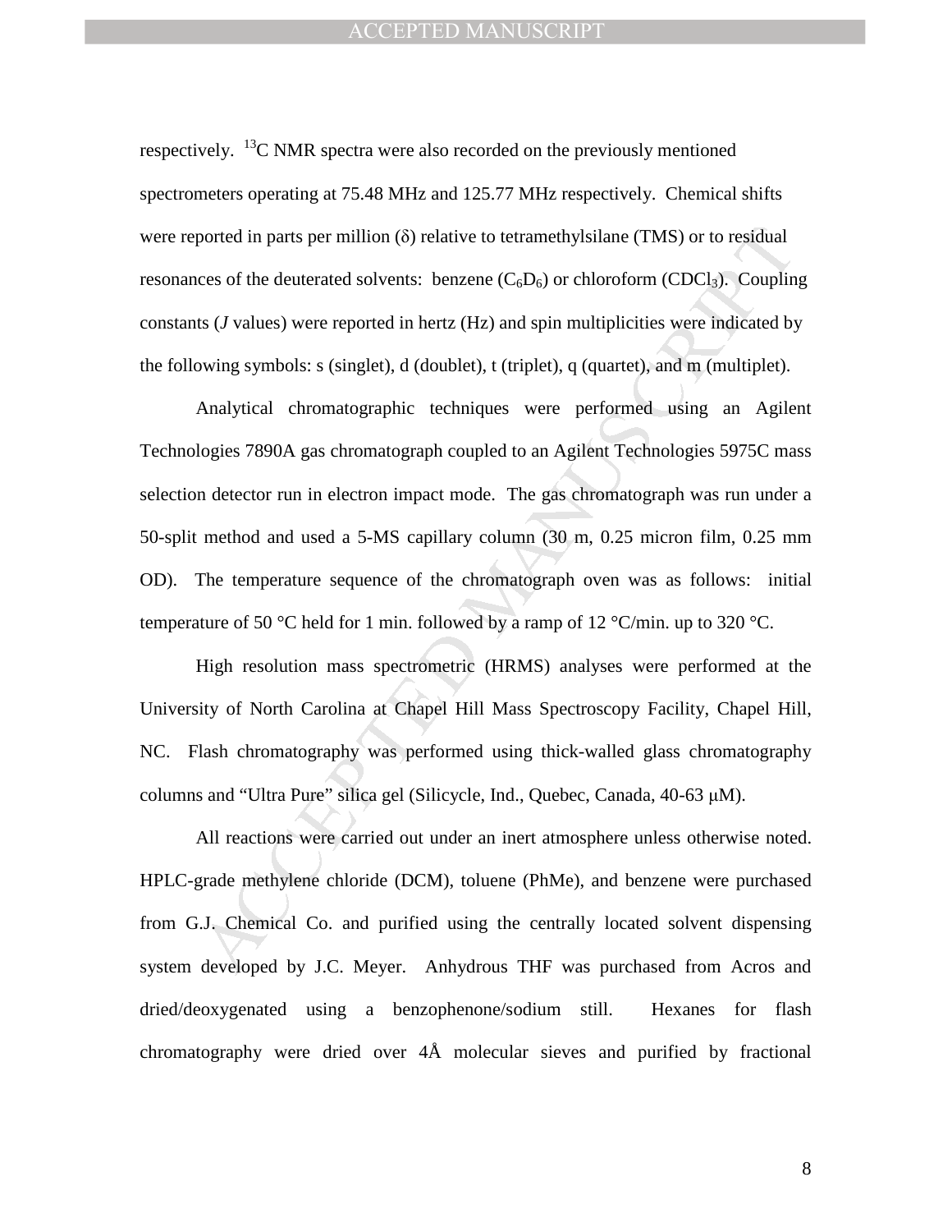respectively. $^{13}C$ NMR spectra were also recorded on the previously mentioned spectrometers operating at 75.48 MHz and 125.77 MHz respectively. Chemical shifts were reported in parts per million (δ) relative to tetramethylsilane (TMS) or to residual resonances of the deuterated solvents: benzene ($C_6D_6$) or chloroform ($CDCl_3$). Coupling constants (*J* values) were reported in hertz (Hz) and spin multiplicities were indicated by the following symbols: s (singlet), d (doublet), t (triplet), q (quartet), and m (multiplet).

Analytical chromatographic techniques were performed using an Agilent Technologies 7890A gas chromatograph coupled to an Agilent Technologies 5975C mass selection detector run in electron impact mode. The gas chromatograph was run under a 50-split method and used a 5-MS capillary column (30 m, 0.25 micron film, 0.25 mm OD). The temperature sequence of the chromatograph oven was as follows: initial temperature of 50 °C held for 1 min. followed by a ramp of 12 °C/min. up to 320 °C.

High resolution mass spectrometric (HRMS) analyses were performed at the University of North Carolina at Chapel Hill Mass Spectroscopy Facility, Chapel Hill, NC. Flash chromatography was performed using thick-walled glass chromatography columns and "Ultra Pure" silica gel (Silicycle, Ind., Quebec, Canada, 40-63 μM).

All reactions were carried out under an inert atmosphere unless otherwise noted. HPLC-grade methylene chloride (DCM), toluene (PhMe), and benzene were purchased from G.J. Chemical Co. and purified using the centrally located solvent dispensing system developed by J.C. Meyer. Anhydrous THF was purchased from Acros and dried/deoxygenated using a benzophenone/sodium still. Hexanes for flash chromatography were dried over 4Å molecular sieves and purified by fractional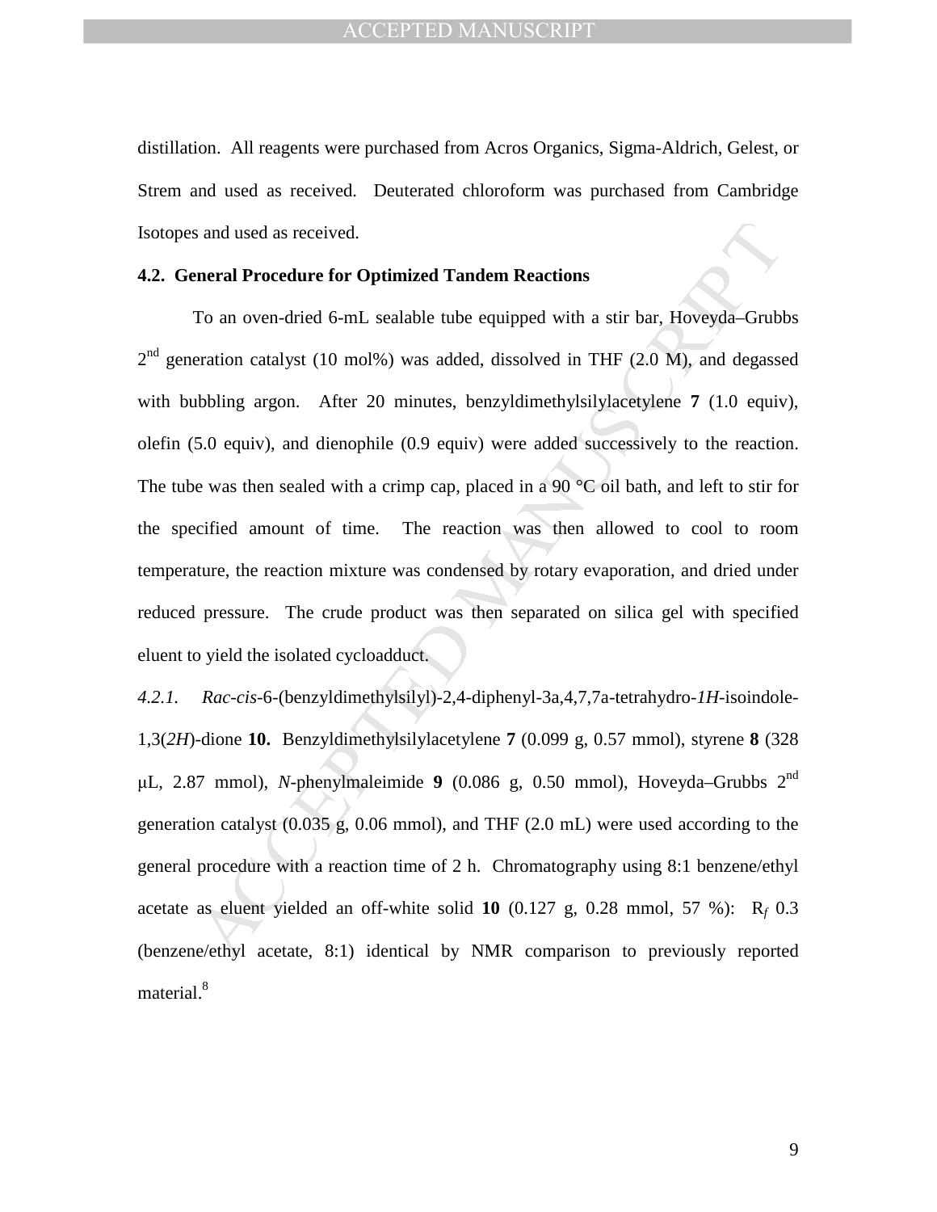distillation. All reagents were purchased from Acros Organics, Sigma-Aldrich, Gelest, or Strem and used as received. Deuterated chloroform was purchased from Cambridge Isotopes and used as received.

### 4.2. General Procedure for Optimized Tandem Reactions

To an oven-dried 6-mL sealable tube equipped with a stir bar, Hoveyda–Grubbs 2nd generation catalyst (10 mol%) was added, dissolved in THF (2.0 M), and degassed with bubbling argon. After 20 minutes, benzyldimethylsilylacetylene **7** (1.0 equiv), olefin (5.0 equiv), and dienophile (0.9 equiv) were added successively to the reaction. The tube was then sealed with a crimp cap, placed in a 90 °C oil bath, and left to stir for the specified amount of time. The reaction was then allowed to cool to room temperature, the reaction mixture was condensed by rotary evaporation, and dried under reduced pressure. The crude product was then separated on silica gel with specified eluent to yield the isolated cycloadduct.

*4.2.1. Rac-cis*-6-(benzyldimethylsilyl)-2,4-diphenyl-3a,4,7,7a-tetrahydro-*1H*-isoindole-1,3(*2H*)-dione **10.** Benzyldimethylsilylacetylene **7** (0.099 g, 0.57 mmol), styrene **8** (328 μL, 2.87 mmol), *N*-phenylmaleimide **9** (0.086 g, 0.50 mmol), Hoveyda–Grubbs 2nd generation catalyst (0.035 g, 0.06 mmol), and THF (2.0 mL) were used according to the general procedure with a reaction time of 2 h. Chromatography using 8:1 benzene/ethyl acetate as eluent yielded an off-white solid **10** (0.127 g, 0.28 mmol, 57 %): $R_f$ 0.3 (benzene/ethyl acetate, 8:1) identical by NMR comparison to previously reported material.[8]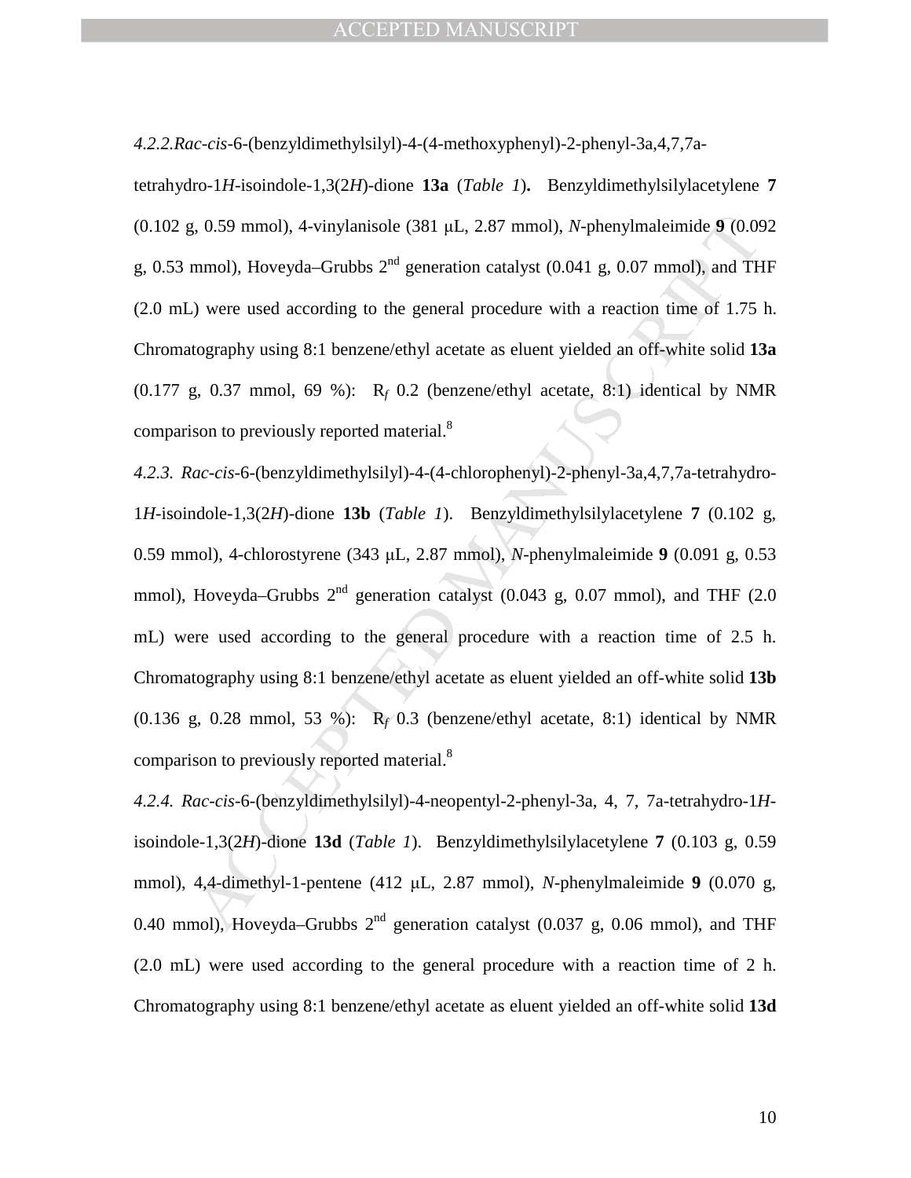*4.2.2.Rac-cis*-6-(benzyldimethylsilyl)-4-(4-methoxyphenyl)-2-phenyl-3a,4,7,7a-tetrahydro-1*H*-isoindole-1,3(2*H*)-dione **13a** (*Table 1*)**.** Benzyldimethylsilylacetylene **7** (0.102 g, 0.59 mmol), 4-vinylanisole (381 μL, 2.87 mmol), *N*-phenylmaleimide **9** (0.092 g, 0.53 mmol), Hoveyda–Grubbs 2[nd] generation catalyst (0.041 g, 0.07 mmol), and THF (2.0 mL) were used according to the general procedure with a reaction time of 1.75 h. Chromatography using 8:1 benzene/ethyl acetate as eluent yielded an off-white solid **13a** (0.177 g, 0.37 mmol, 69 %): $R_f$ 0.2 (benzene/ethyl acetate, 8:1) identical by NMR comparison to previously reported material.[8]

*4.2.3. Rac-cis*-6-(benzyldimethylsilyl)-4-(4-chlorophenyl)-2-phenyl-3a,4,7,7a-tetrahydro-1*H*-isoindole-1,3(2*H*)-dione **13b** (*Table 1*). Benzyldimethylsilylacetylene **7** (0.102 g, 0.59 mmol), 4-chlorostyrene (343 μL, 2.87 mmol), *N*-phenylmaleimide **9** (0.091 g, 0.53 mmol), Hoveyda–Grubbs 2[nd] generation catalyst (0.043 g, 0.07 mmol), and THF (2.0 mL) were used according to the general procedure with a reaction time of 2.5 h. Chromatography using 8:1 benzene/ethyl acetate as eluent yielded an off-white solid **13b** (0.136 g, 0.28 mmol, 53 %): $R_f$ 0.3 (benzene/ethyl acetate, 8:1) identical by NMR comparison to previously reported material.[8]

*4.2.4. Rac-cis*-6-(benzyldimethylsilyl)-4-neopentyl-2-phenyl-3a, 4, 7, 7a-tetrahydro-1*H*-isoindole-1,3(2*H*)-dione **13d** (*Table 1*). Benzyldimethylsilylacetylene **7** (0.103 g, 0.59 mmol), 4,4-dimethyl-1-pentene (412 μL, 2.87 mmol), *N*-phenylmaleimide **9** (0.070 g, 0.40 mmol), Hoveyda–Grubbs 2[nd] generation catalyst (0.037 g, 0.06 mmol), and THF (2.0 mL) were used according to the general procedure with a reaction time of 2 h. Chromatography using 8:1 benzene/ethyl acetate as eluent yielded an off-white solid **13d**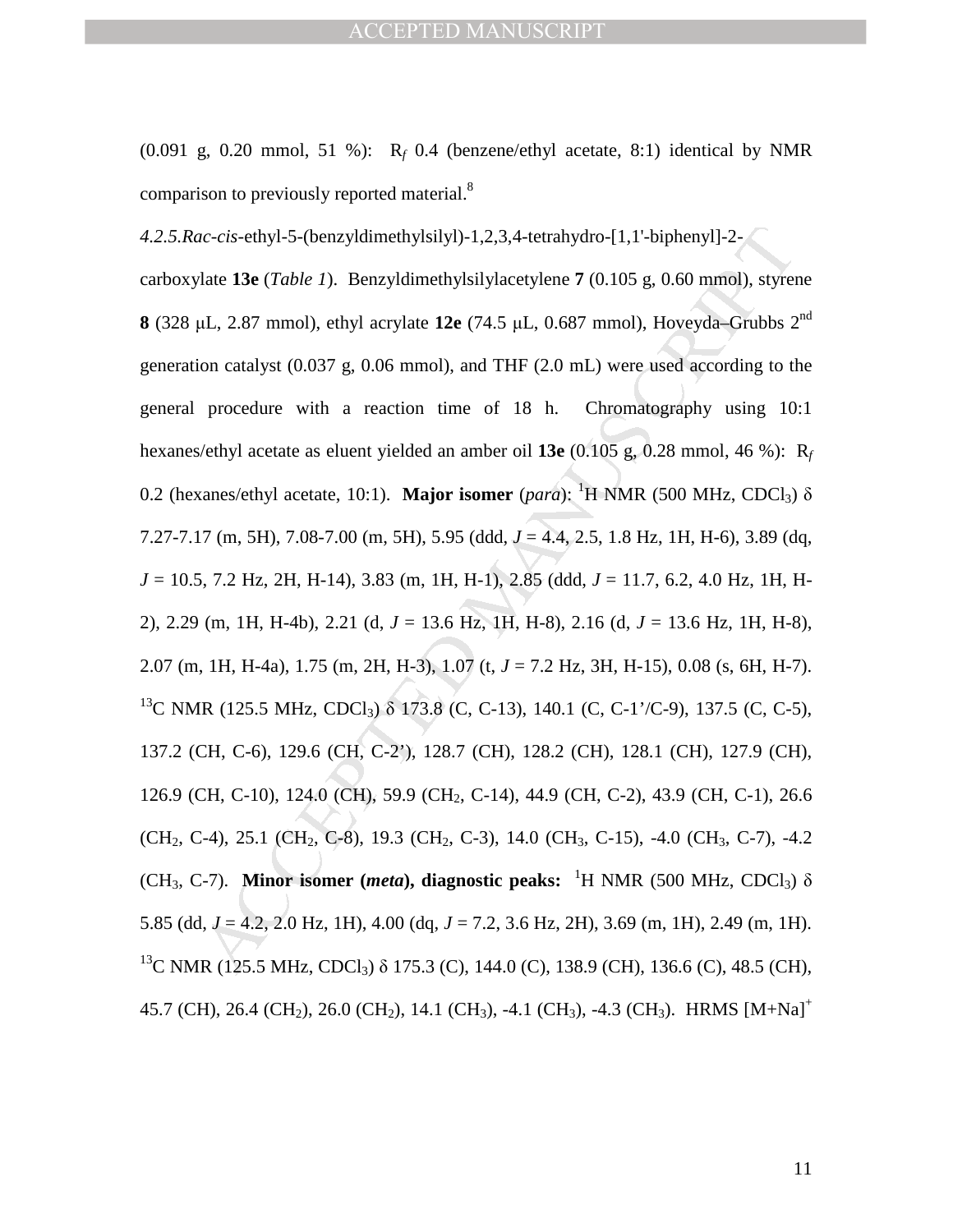(0.091 g, 0.20 mmol, 51 %): $R_f$ 0.4 (benzene/ethyl acetate, 8:1) identical by NMR comparison to previously reported material.[8]

*4.2.5.Rac-cis*-ethyl-5-(benzyldimethylsilyl)-1,2,3,4-tetrahydro-[1,1'-biphenyl]-2-carboxylate **13e** (*Table 1*). Benzyldimethylsilylacetylene **7** (0.105 g, 0.60 mmol), styrene **8** (328 μL, 2.87 mmol), ethyl acrylate **12e** (74.5 μL, 0.687 mmol), Hoveyda–Grubbs 2nd generation catalyst (0.037 g, 0.06 mmol), and THF (2.0 mL) were used according to the general procedure with a reaction time of 18 h. Chromatography using 10:1 hexanes/ethyl acetate as eluent yielded an amber oil **13e** (0.105 g, 0.28 mmol, 46 %): $R_f$ 0.2 (hexanes/ethyl acetate, 10:1). **Major isomer** (*para*): $^1$H NMR (500 MHz, $CDCl_3$) δ 7.27-7.17 (m, 5H), 7.08-7.00 (m, 5H), 5.95 (ddd, *J* = 4.4, 2.5, 1.8 Hz, 1H, H-6), 3.89 (dq, *J* = 10.5, 7.2 Hz, 2H, H-14), 3.83 (m, 1H, H-1), 2.85 (ddd, *J* = 11.7, 6.2, 4.0 Hz, 1H, H-2), 2.29 (m, 1H, H-4b), 2.21 (d, *J* = 13.6 Hz, 1H, H-8), 2.16 (d, *J* = 13.6 Hz, 1H, H-8), 2.07 (m, 1H, H-4a), 1.75 (m, 2H, H-3), 1.07 (t, *J* = 7.2 Hz, 3H, H-15), 0.08 (s, 6H, H-7). $^{13}$C NMR (125.5 MHz, $CDCl_3$) δ 173.8 (C, C-13), 140.1 (C, C-1'/C-9), 137.5 (C, C-5), 137.2 (CH, C-6), 129.6 (CH, C-2'), 128.7 (CH), 128.2 (CH), 128.1 (CH), 127.9 (CH), 126.9 (CH, C-10), 124.0 (CH), 59.9 ($CH_2$, C-14), 44.9 (CH, C-2), 43.9 (CH, C-1), 26.6 ($CH_2$, C-4), 25.1 ($CH_2$, C-8), 19.3 ($CH_2$, C-3), 14.0 ($CH_3$, C-15), -4.0 ($CH_3$, C-7), -4.2 ($CH_3$, C-7). **Minor isomer (*meta*), diagnostic peaks:** $^1$H NMR (500 MHz, $CDCl_3$) δ 5.85 (dd, *J* = 4.2, 2.0 Hz, 1H), 4.00 (dq, *J* = 7.2, 3.6 Hz, 2H), 3.69 (m, 1H), 2.49 (m, 1H). $^{13}$C NMR (125.5 MHz, $CDCl_3$) δ 175.3 (C), 144.0 (C), 138.9 (CH), 136.6 (C), 48.5 (CH), 45.7 (CH), 26.4 ($CH_2$), 26.0 ($CH_2$), 14.1 ($CH_3$), -4.1 ($CH_3$), -4.3 ($CH_3$). HRMS $[M+Na]^+$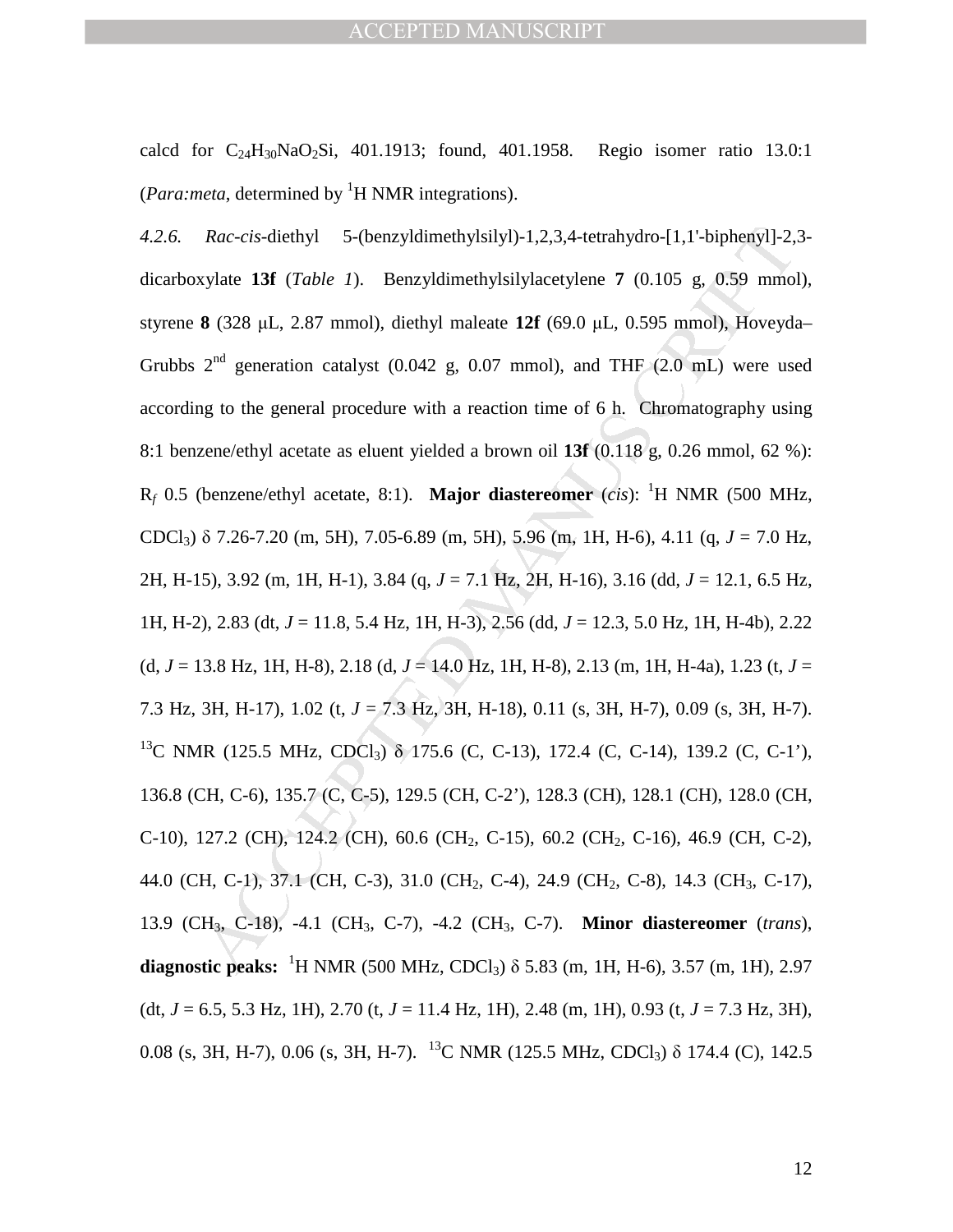calcd for $C_{24}H_{30}NaO_2Si$, 401.1913; found, 401.1958. Regio isomer ratio 13.0:1 (*Para:meta*, determined by $^{1}$H NMR integrations).

*4.2.6. Rac-cis*-diethyl 5-(benzyldimethylsilyl)-1,2,3,4-tetrahydro-[1,1'-biphenyl]-2,3-dicarboxylate **13f** (*Table 1*). Benzyldimethylsilylacetylene **7** (0.105 g, 0.59 mmol), styrene **8** (328 μL, 2.87 mmol), diethyl maleate **12f** (69.0 μL, 0.595 mmol), Hoveyda–Grubbs 2$^{nd}$ generation catalyst (0.042 g, 0.07 mmol), and THF (2.0 mL) were used according to the general procedure with a reaction time of 6 h. Chromatography using 8:1 benzene/ethyl acetate as eluent yielded a brown oil **13f** (0.118 g, 0.26 mmol, 62 %): $R_f$ 0.5 (benzene/ethyl acetate, 8:1). **Major diastereomer** (*cis*): $^{1}$H NMR (500 MHz, $CDCl_3$) δ 7.26-7.20 (m, 5H), 7.05-6.89 (m, 5H), 5.96 (m, 1H, H-6), 4.11 (q, *J* = 7.0 Hz, 2H, H-15), 3.92 (m, 1H, H-1), 3.84 (q, *J* = 7.1 Hz, 2H, H-16), 3.16 (dd, *J* = 12.1, 6.5 Hz, 1H, H-2), 2.83 (dt, *J* = 11.8, 5.4 Hz, 1H, H-3), 2.56 (dd, *J* = 12.3, 5.0 Hz, 1H, H-4b), 2.22 (d, *J* = 13.8 Hz, 1H, H-8), 2.18 (d, *J* = 14.0 Hz, 1H, H-8), 2.13 (m, 1H, H-4a), 1.23 (t, *J* = 7.3 Hz, 3H, H-17), 1.02 (t, *J* = 7.3 Hz, 3H, H-18), 0.11 (s, 3H, H-7), 0.09 (s, 3H, H-7). $^{13}$C NMR (125.5 MHz, $CDCl_3$) δ 175.6 (C, C-13), 172.4 (C, C-14), 139.2 (C, C-1'), 136.8 (CH, C-6), 135.7 (C, C-5), 129.5 (CH, C-2'), 128.3 (CH), 128.1 (CH), 128.0 (CH, C-10), 127.2 (CH), 124.2 (CH), 60.6 ($CH_2$, C-15), 60.2 ($CH_2$, C-16), 46.9 (CH, C-2), 44.0 (CH, C-1), 37.1 (CH, C-3), 31.0 ($CH_2$, C-4), 24.9 ($CH_2$, C-8), 14.3 ($CH_3$, C-17), 13.9 ($CH_3$, C-18), -4.1 ($CH_3$, C-7), -4.2 ($CH_3$, C-7). **Minor diastereomer** (*trans*), **diagnostic peaks:** $^{1}$H NMR (500 MHz, $CDCl_3$) δ 5.83 (m, 1H, H-6), 3.57 (m, 1H), 2.97 (dt, *J* = 6.5, 5.3 Hz, 1H), 2.70 (t, *J* = 11.4 Hz, 1H), 2.48 (m, 1H), 0.93 (t, *J* = 7.3 Hz, 3H), 0.08 (s, 3H, H-7), 0.06 (s, 3H, H-7). $^{13}$C NMR (125.5 MHz, $CDCl_3$) δ 174.4 (C), 142.5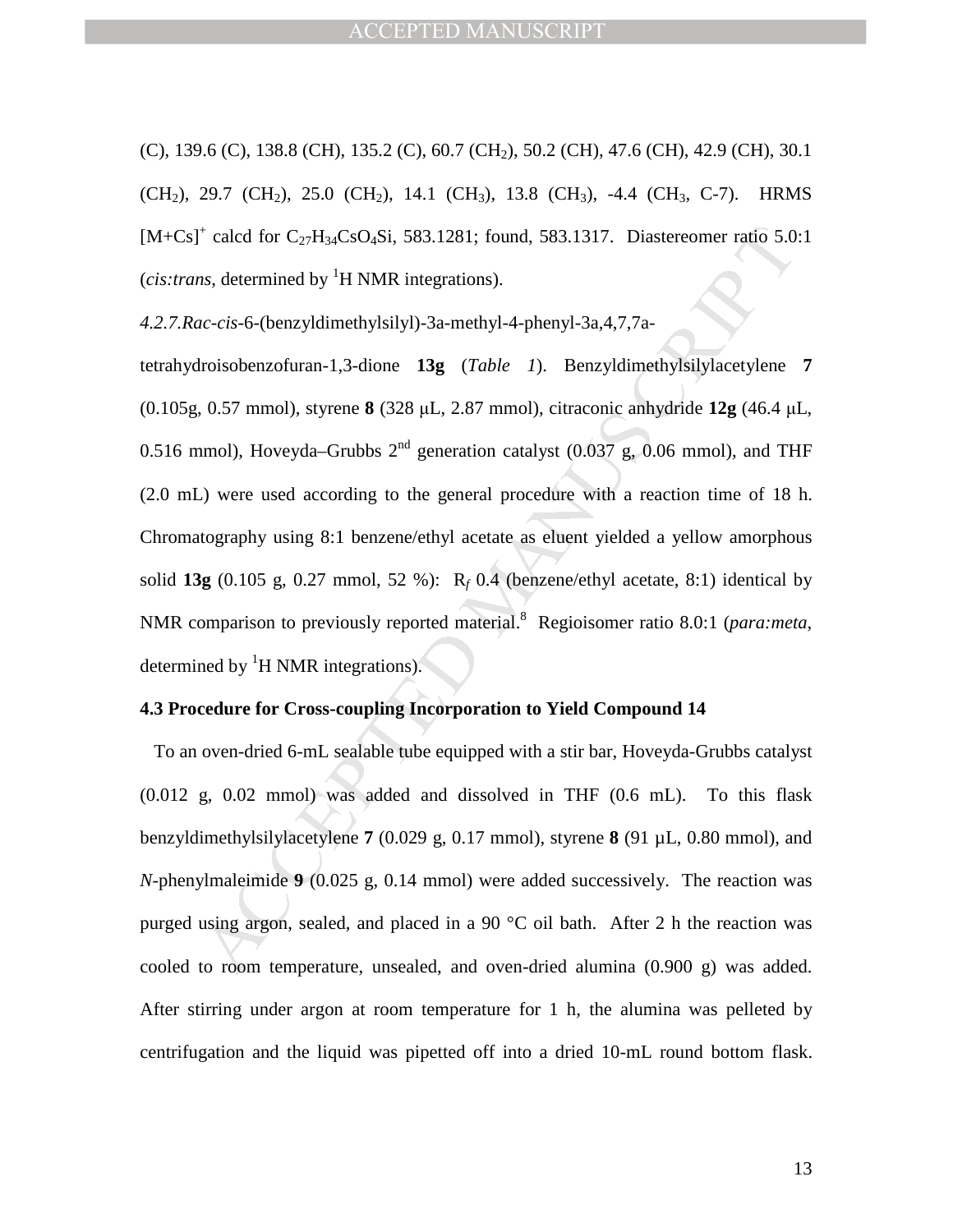(C), 139.6 (C), 138.8 (CH), 135.2 (C), 60.7 ($CH_2$), 50.2 (CH), 47.6 (CH), 42.9 (CH), 30.1 ($CH_2$), 29.7 ($CH_2$), 25.0 ($CH_2$), 14.1 ($CH_3$), 13.8 ($CH_3$), -4.4 ($CH_3$, C-7). HRMS $[M+Cs]^+$ calcd for $C_{27}H_{34}CsO_4Si$, 583.1281; found, 583.1317. Diastereomer ratio 5.0:1 (*cis:trans*, determined by $^1$H NMR integrations).

*4.2.7.Rac-cis*-6-(benzyldimethylsilyl)-3a-methyl-4-phenyl-3a,4,7,7a-tetrahydroisobenzofuran-1,3-dione **13g** (*Table 1*). Benzyldimethylsilylacetylene **7** (0.105g, 0.57 mmol), styrene **8** (328 μL, 2.87 mmol), citraconic anhydride **12g** (46.4 μL, 0.516 mmol), Hoveyda–Grubbs 2nd generation catalyst (0.037 g, 0.06 mmol), and THF (2.0 mL) were used according to the general procedure with a reaction time of 18 h. Chromatography using 8:1 benzene/ethyl acetate as eluent yielded a yellow amorphous solid **13g** (0.105 g, 0.27 mmol, 52 %): $R_f$ 0.4 (benzene/ethyl acetate, 8:1) identical by NMR comparison to previously reported material.[8] Regioisomer ratio 8.0:1 (*para:meta*, determined by $^1$H NMR integrations).

**4.3 Procedure for Cross-coupling Incorporation to Yield Compound 14**

To an oven-dried 6-mL sealable tube equipped with a stir bar, Hoveyda-Grubbs catalyst (0.012 g, 0.02 mmol) was added and dissolved in THF (0.6 mL). To this flask benzyldimethylsilylacetylene **7** (0.029 g, 0.17 mmol), styrene **8** (91 μL, 0.80 mmol), and *N*-phenylmaleimide **9** (0.025 g, 0.14 mmol) were added successively. The reaction was purged using argon, sealed, and placed in a 90 °C oil bath. After 2 h the reaction was cooled to room temperature, unsealed, and oven-dried alumina (0.900 g) was added. After stirring under argon at room temperature for 1 h, the alumina was pelleted by centrifugation and the liquid was pipetted off into a dried 10-mL round bottom flask.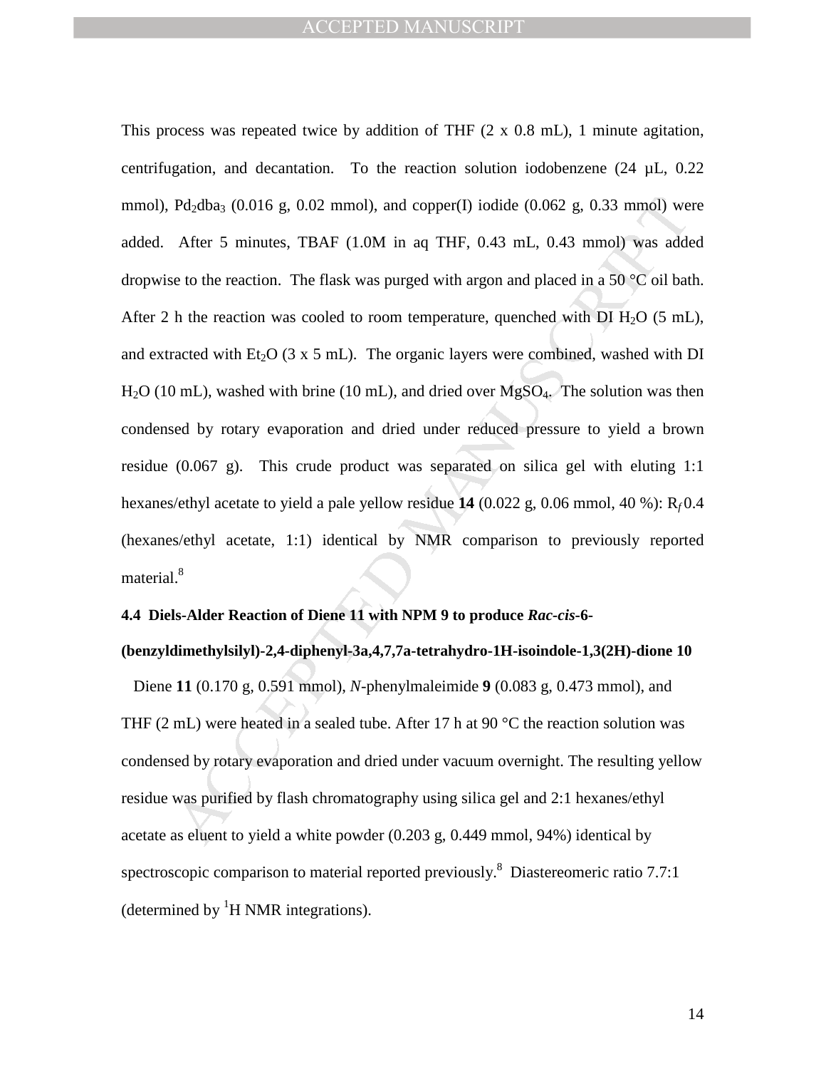This process was repeated twice by addition of THF (2 x 0.8 mL), 1 minute agitation, centrifugation, and decantation. To the reaction solution iodobenzene (24 µL, 0.22 mmol), $Pd_2dba_3$ (0.016 g, 0.02 mmol), and copper(I) iodide (0.062 g, 0.33 mmol) were added. After 5 minutes, TBAF (1.0M in aq THF, 0.43 mL, 0.43 mmol) was added dropwise to the reaction. The flask was purged with argon and placed in a 50 °C oil bath. After 2 h the reaction was cooled to room temperature, quenched with DI $H_2O$ (5 mL), and extracted with $Et_2O$ (3 x 5 mL). The organic layers were combined, washed with DI $H_2O$ (10 mL), washed with brine (10 mL), and dried over $MgSO_4$. The solution was then condensed by rotary evaporation and dried under reduced pressure to yield a brown residue (0.067 g). This crude product was separated on silica gel with eluting 1:1 hexanes/ethyl acetate to yield a pale yellow residue **14** (0.022 g, 0.06 mmol, 40 %): $R_f$ 0.4 (hexanes/ethyl acetate, 1:1) identical by NMR comparison to previously reported material.[8]

### 4.4 Diels-Alder Reaction of Diene 11 with NPM 9 to produce *Rac-cis*-6-(benzyldimethylsilyl)-2,4-diphenyl-3a,4,7,7a-tetrahydro-1H-isoindole-1,3(2H)-dione 10

Diene **11** (0.170 g, 0.591 mmol), *N*-phenylmaleimide **9** (0.083 g, 0.473 mmol), and THF (2 mL) were heated in a sealed tube. After 17 h at 90 °C the reaction solution was condensed by rotary evaporation and dried under vacuum overnight. The resulting yellow residue was purified by flash chromatography using silica gel and 2:1 hexanes/ethyl acetate as eluent to yield a white powder (0.203 g, 0.449 mmol, 94%) identical by spectroscopic comparison to material reported previously.[8] Diastereomeric ratio 7.7:1 (determined by $^1$H NMR integrations).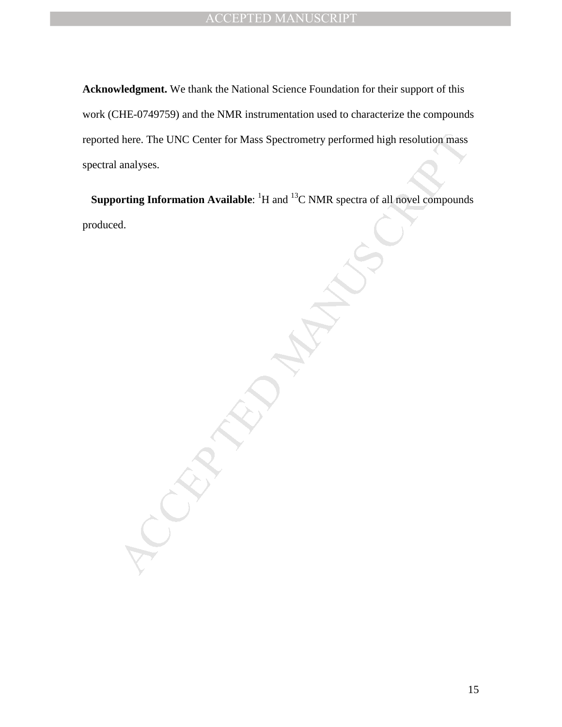**Acknowledgment.** We thank the National Science Foundation for their support of this work (CHE-0749759) and the NMR instrumentation used to characterize the compounds reported here. The UNC Center for Mass Spectrometry performed high resolution mass spectral analyses.

**Supporting Information Available**: $^{1}H$ and $^{13}C$ NMR spectra of all novel compounds produced.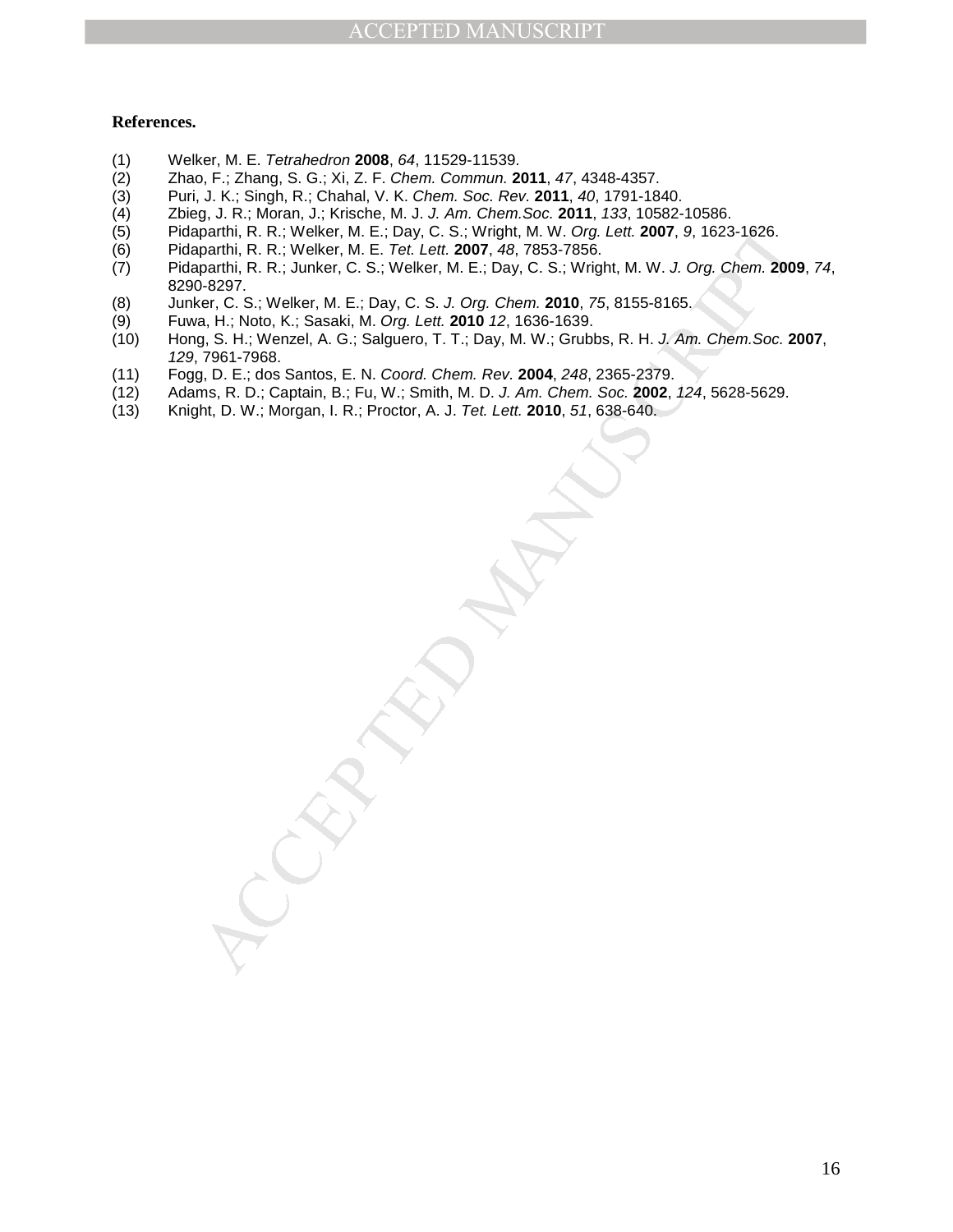**References.**

(1) Welker, M. E. *Tetrahedron* **2008**, *64*, 11529-11539.
(2) Zhao, F.; Zhang, S. G.; Xi, Z. F. *Chem. Commun.* **2011**, *47*, 4348-4357.
(3) Puri, J. K.; Singh, R.; Chahal, V. K. *Chem. Soc. Rev.* **2011**, *40*, 1791-1840.
(4) Zbieg, J. R.; Moran, J.; Krische, M. J. *J. Am. Chem.Soc.* **2011**, *133*, 10582-10586.
(5) Pidaparthi, R. R.; Welker, M. E.; Day, C. S.; Wright, M. W. *Org. Lett.* **2007**, *9*, 1623-1626.
(6) Pidaparthi, R. R.; Welker, M. E. *Tet. Lett.* **2007**, *48*, 7853-7856.
(7) Pidaparthi, R. R.; Junker, C. S.; Welker, M. E.; Day, C. S.; Wright, M. W. *J. Org. Chem.* **2009**, *74*, 8290-8297.
(8) Junker, C. S.; Welker, M. E.; Day, C. S. *J. Org. Chem.* **2010**, *75*, 8155-8165.
(9) Fuwa, H.; Noto, K.; Sasaki, M. *Org. Lett.* **2010** *12*, 1636-1639.
(10) Hong, S. H.; Wenzel, A. G.; Salguero, T. T.; Day, M. W.; Grubbs, R. H. *J. Am. Chem.Soc.* **2007**, *129*, 7961-7968.
(11) Fogg, D. E.; dos Santos, E. N. *Coord. Chem. Rev.* **2004**, *248*, 2365-2379.
(12) Adams, R. D.; Captain, B.; Fu, W.; Smith, M. D. *J. Am. Chem. Soc.* **2002**, *124*, 5628-5629.
(13) Knight, D. W.; Morgan, I. R.; Proctor, A. J. *Tet. Lett.* **2010**, *51*, 638-640.